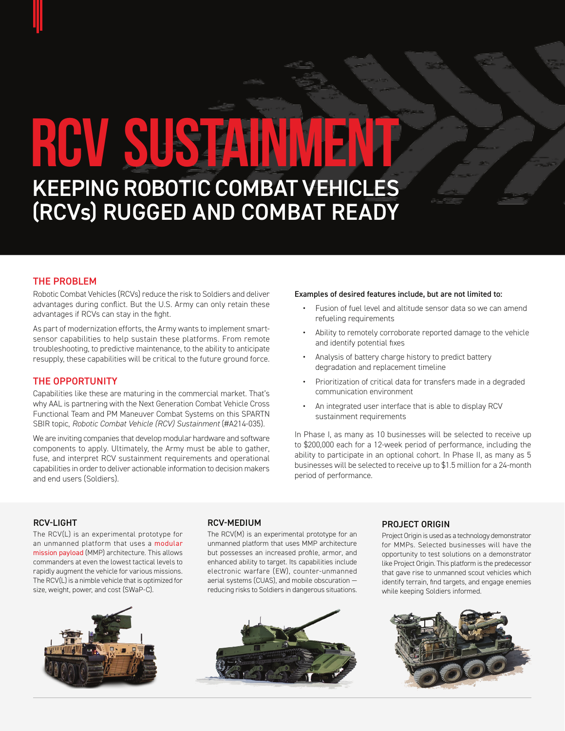# RCV SUSTAINMENT

## KEEPING ROBOTIC COMBAT VEHICLES (RCVs) RUGGED AND COMBAT READY

### THE PROBLEM

Robotic Combat Vehicles (RCVs) reduce the risk to Soldiers and deliver advantages during conflict. But the U.S. Army can only retain these advantages if RCVs can stay in the fight.

As part of modernization efforts, the Army wants to implement smart-sensor capabilities to help sustain these platforms. From remote troubleshooting, to predictive maintenance, to the ability to anticipate resupply, these capabilities will be critical to the future ground force.

### THE OPPORTUNITY

Capabilities like these are maturing in the commercial market. That's why AAL is partnering with the Next Generation Combat Vehicle Cross Functional Team and PM Maneuver Combat Systems on this SPARTN SBIR topic, *Robotic Combat Vehicle (RCV) Sustainment* (#A214-035).

We are inviting companies that develop modular hardware and software components to apply. Ultimately, the Army must be able to gather, fuse, and interpret RCV sustainment requirements and operational capabilities in order to deliver actionable information to decision makers and end users (Soldiers).

**Examples of desired features include, but are not limited to:**

- Fusion of fuel level and altitude sensor data so we can amend refueling requirements
- Ability to remotely corroborate reported damage to the vehicle and identify potential fixes
- Analysis of battery charge history to predict battery degradation and replacement timeline
- Prioritization of critical data for transfers made in a degraded communication environment
- An integrated user interface that is able to display RCV sustainment requirements

In Phase I, as many as 10 businesses will be selected to receive up to $200,000 each for a 12-week period of performance, including the ability to participate in an optional cohort. In Phase II, as many as 5 businesses will be selected to receive up to $1.5 million for a 24-month period of performance.

### RCV-LIGHT

The RCV(L) is an experimental prototype for an unmanned platform that uses a modular mission payload (MMP) architecture. This allows commanders at even the lowest tactical levels to rapidly augment the vehicle for various missions. The RCV(L) is a nimble vehicle that is optimized for size, weight, power, and cost (SWaP-C).

### RCV-MEDIUM

The RCV(M) is an experimental prototype for an unmanned platform that uses MMP architecture but possesses an increased profile, armor, and enhanced ability to target. Its capabilities include electronic warfare (EW), counter-unmanned aerial systems (CUAS), and mobile obscuration — reducing risks to Soldiers in dangerous situations.

### PROJECT ORIGIN

Project Origin is used as a technology demonstrator for MMPs. Selected businesses will have the opportunity to test solutions on a demonstrator like Project Origin. This platform is the predecessor that gave rise to unmanned scout vehicles which identify terrain, find targets, and engage enemies while keeping Soldiers informed.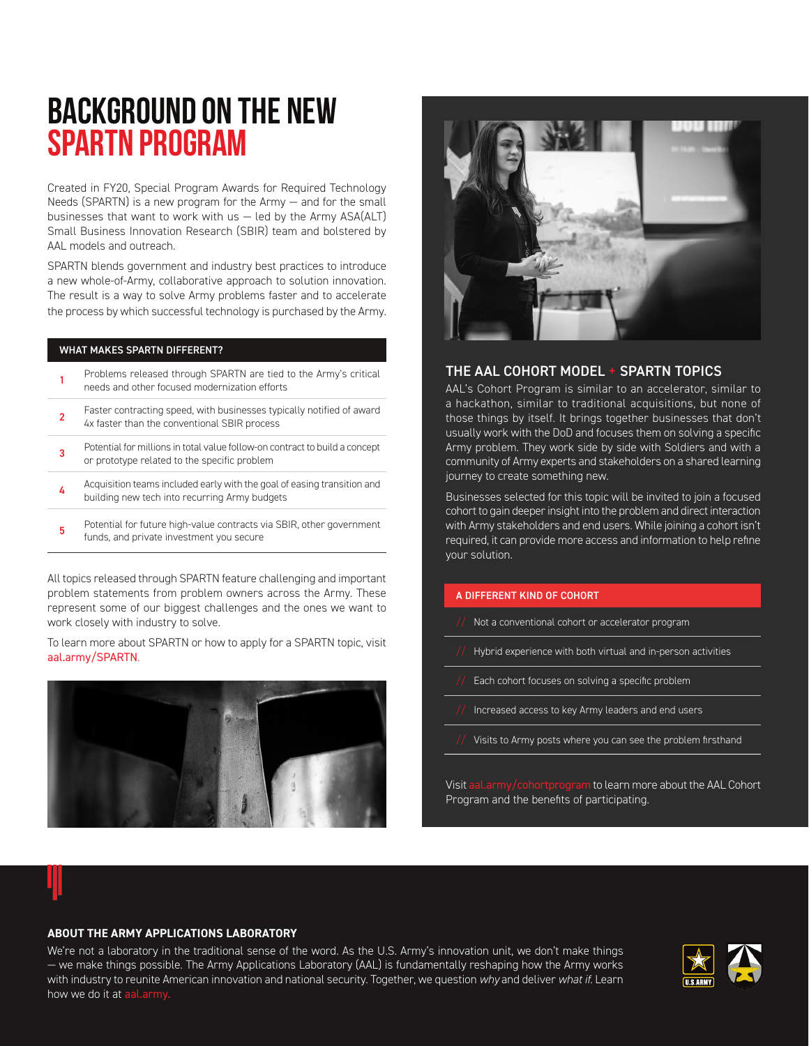# BACKGROUND ON THE NEW SPARTN PROGRAM

Created in FY20, Special Program Awards for Required Technology Needs (SPARTN) is a new program for the Army — and for the small businesses that want to work with us — led by the Army ASA(ALT) Small Business Innovation Research (SBIR) team and bolstered by AAL models and outreach.

SPARTN blends government and industry best practices to introduce a new whole-of-Army, collaborative approach to solution innovation. The result is a way to solve Army problems faster and to accelerate the process by which successful technology is purchased by the Army.

| WHAT MAKES SPARTN DIFFERENT? | |
|---|---|
| 1 | Problems released through SPARTN are tied to the Army's critical needs and other focused modernization efforts |
| 2 | Faster contracting speed, with businesses typically notified of award 4x faster than the conventional SBIR process |
| 3 | Potential for millions in total value follow-on contract to build a concept or prototype related to the specific problem |
| 4 | Acquisition teams included early with the goal of easing transition and building new tech into recurring Army budgets |
| 5 | Potential for future high-value contracts via SBIR, other government funds, and private investment you secure |

All topics released through SPARTN feature challenging and important problem statements from problem owners across the Army. These represent some of our biggest challenges and the ones we want to work closely with industry to solve.

To learn more about SPARTN or how to apply for a SPARTN topic, visit aal.army/SPARTN.

## THE AAL COHORT MODEL + SPARTN TOPICS

AAL's Cohort Program is similar to an accelerator, similar to a hackathon, similar to traditional acquisitions, but none of those things by itself. It brings together businesses that don't usually work with the DoD and focuses them on solving a specific Army problem. They work side by side with Soldiers and with a community of Army experts and stakeholders on a shared learning journey to create something new.

Businesses selected for this topic will be invited to join a focused cohort to gain deeper insight into the problem and direct interaction with Army stakeholders and end users. While joining a cohort isn't required, it can provide more access and information to help refine your solution.

**A DIFFERENT KIND OF COHORT**

- // Not a conventional cohort or accelerator program
- // Hybrid experience with both virtual and in-person activities
- // Each cohort focuses on solving a specific problem
- // Increased access to key Army leaders and end users
- // Visits to Army posts where you can see the problem firsthand

Visit aal.army/cohortprogram to learn more about the AAL Cohort Program and the benefits of participating.

### ABOUT THE ARMY APPLICATIONS LABORATORY

We're not a laboratory in the traditional sense of the word. As the U.S. Army's innovation unit, we don't make things — we make things possible. The Army Applications Laboratory (AAL) is fundamentally reshaping how the Army works with industry to reunite American innovation and national security. Together, we question *why* and deliver *what if.* Learn how we do it at aal.army.